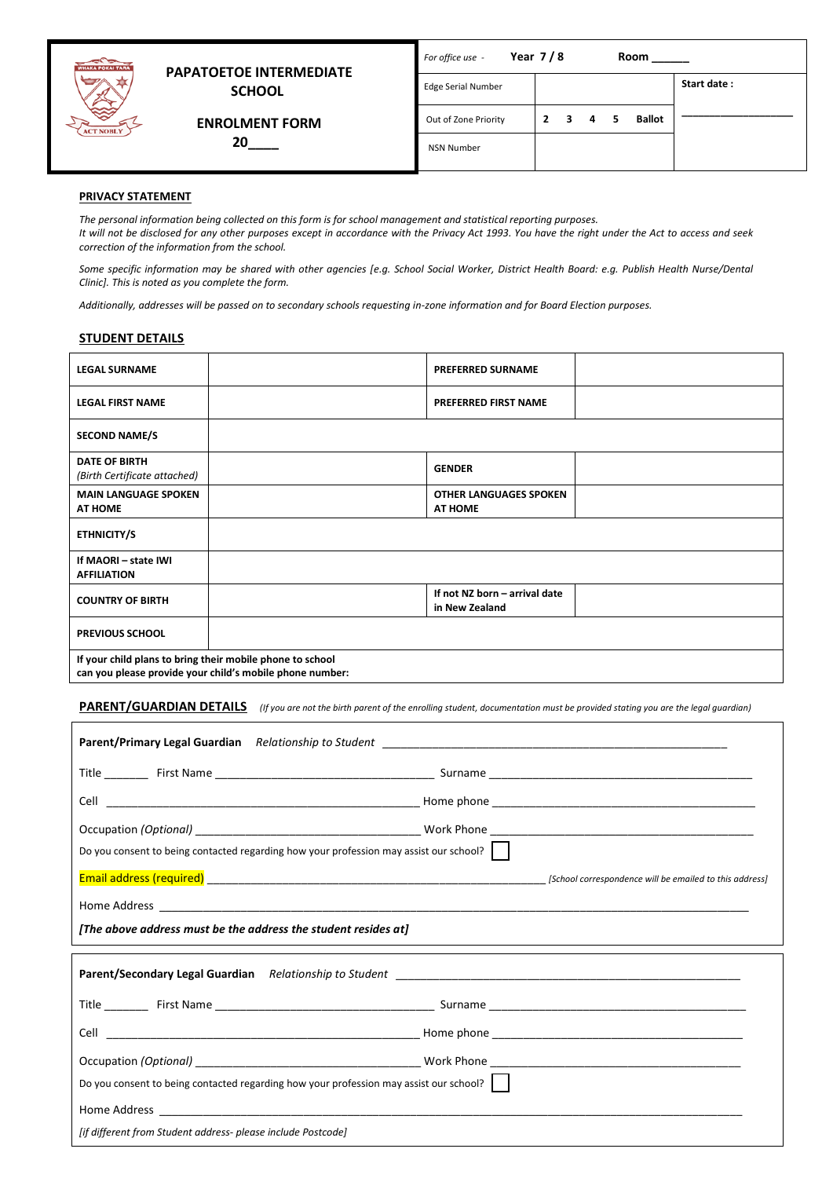# PAPATOETOE INTERMEDIATE SCHOOL

## ENROLMENT FORM

**20____**

| *For office use -* Year 7 / 8 | | Room ______ |
|---|---|---|
| Edge Serial Number | | Start date : ________________ |
| Out of Zone Priority | 2 3 4 5 Ballot | |
| NSN Number | | |

**PRIVACY STATEMENT**

*The personal information being collected on this form is for school management and statistical reporting purposes. It will not be disclosed for any other purposes except in accordance with the Privacy Act 1993. You have the right under the Act to access and seek correction of the information from the school.*

*Some specific information may be shared with other agencies [e.g. School Social Worker, District Health Board: e.g. Publish Health Nurse/Dental Clinic]. This is noted as you complete the form.*

*Additionally, addresses will be passed on to secondary schools requesting in-zone information and for Board Election purposes.*

## STUDENT DETAILS

| | | | |
|---|---|---|---|
| **LEGAL SURNAME** | | **PREFERRED SURNAME** | |
| **LEGAL FIRST NAME** | | **PREFERRED FIRST NAME** | |
| **SECOND NAME/S** | | | |
| **DATE OF BIRTH** *(Birth Certificate attached)* | | **GENDER** | |
| **MAIN LANGUAGE SPOKEN AT HOME** | | **OTHER LANGUAGES SPOKEN AT HOME** | |
| **ETHNICITY/S** | | | |
| **If MAORI – state IWI AFFILIATION** | | | |
| **COUNTRY OF BIRTH** | | **If not NZ born – arrival date in New Zealand** | |
| **PREVIOUS SCHOOL** | | | |
| **If your child plans to bring their mobile phone to school can you please provide your child's mobile phone number:** | | | |

## PARENT/GUARDIAN DETAILS

*(If you are not the birth parent of the enrolling student, documentation must be provided stating you are the legal guardian)*

**Parent/Primary Legal Guardian** *Relationship to Student* ________________________________________________

Title _______ First Name ___________________________________ Surname __________________________________________

Cell __________________________________________________ Home phone ____________________________________________

Occupation *(Optional)* ___________________________________ Work Phone __________________________________________

Do you consent to being contacted regarding how your profession may assist our school? ☐

Email address (required) _______________________________________________________ *[School correspondence will be emailed to this address]*

Home Address ______________________________________________________________________________________________

***[The above address must be the address the student resides at]***

**Parent/Secondary Legal Guardian** *Relationship to Student* ________________________________________________

Title _______ First Name ___________________________________ Surname __________________________________________

Cell __________________________________________________ Home phone ____________________________________________

Occupation *(Optional)* ___________________________________ Work Phone __________________________________________

Do you consent to being contacted regarding how your profession may assist our school? ☐

Home Address ______________________________________________________________________________________________

*[if different from Student address- please include Postcode]*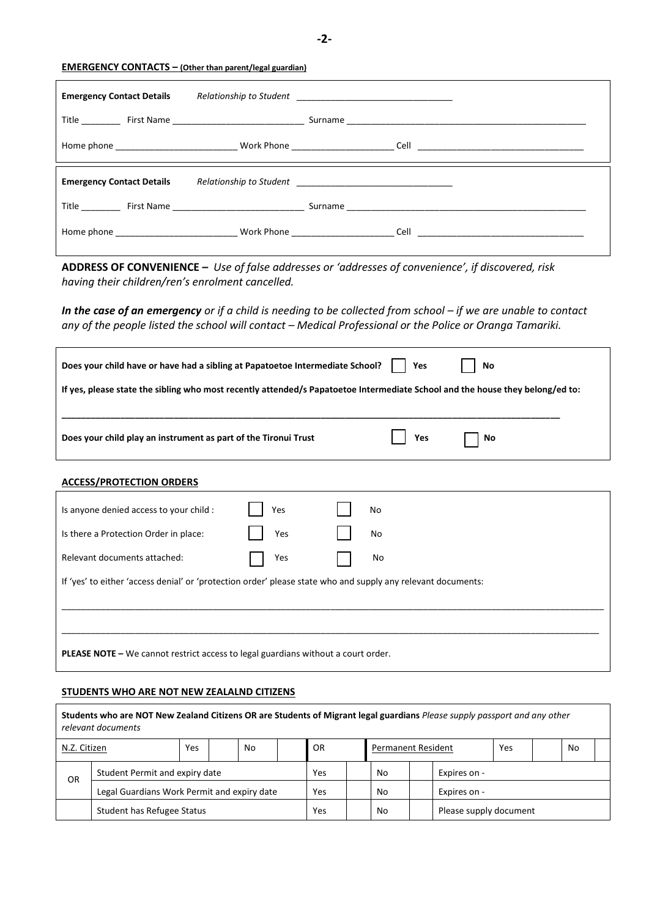**EMERGENCY CONTACTS – (Other than parent/legal guardian)**

**Emergency Contact Details** *Relationship to Student* _______________________________

Title ________ First Name __________________________ Surname _______________________________________________

Home phone ________________________ Work Phone _____________________ Cell _________________________________

**Emergency Contact Details** *Relationship to Student* _______________________________

Title ________ First Name __________________________ Surname _______________________________________________

Home phone ________________________ Work Phone _____________________ Cell _________________________________

**ADDRESS OF CONVENIENCE –** *Use of false addresses or 'addresses of convenience', if discovered, risk having their children/ren's enrolment cancelled.*

***In the case of an emergency*** *or if a child is needing to be collected from school – if we are unable to contact any of the people listed the school will contact – Medical Professional or the Police or Oranga Tamariki.*

**Does your child have or have had a sibling at Papatoetoe Intermediate School?** ☐ **Yes** ☐ **No**

**If yes, please state the sibling who most recently attended/s Papatoetoe Intermediate School and the house they belong/ed to:**

______________________________________________________________________________________________

**Does your child play an instrument as part of the Tironui Trust** ☐ **Yes** ☐ **No**

**ACCESS/PROTECTION ORDERS**

Is anyone denied access to your child : ☐ Yes ☐ No

Is there a Protection Order in place: ☐ Yes ☐ No

Relevant documents attached: ☐ Yes ☐ No

If 'yes' to either 'access denial' or 'protection order' please state who and supply any relevant documents:

______________________________________________________________________________________________

______________________________________________________________________________________________

**PLEASE NOTE –** We cannot restrict access to legal guardians without a court order.

**STUDENTS WHO ARE NOT NEW ZEALALND CITIZENS**

**Students who are NOT New Zealand Citizens OR are Students of Migrant legal guardians** *Please supply passport and any other relevant documents*

| N.Z. Citizen | | Yes | | No | | OR | Permanent Resident | Yes | | No | |
|---|---|---|---|---|---|---|---|---|---|---|---|
| OR | Student Permit and expiry date | | | | | Yes | | No | | Expires on - | |
| | Legal Guardians Work Permit and expiry date | | | | | Yes | | No | | Expires on - | |
| | Student has Refugee Status | | | | | Yes | | No | | Please supply document | |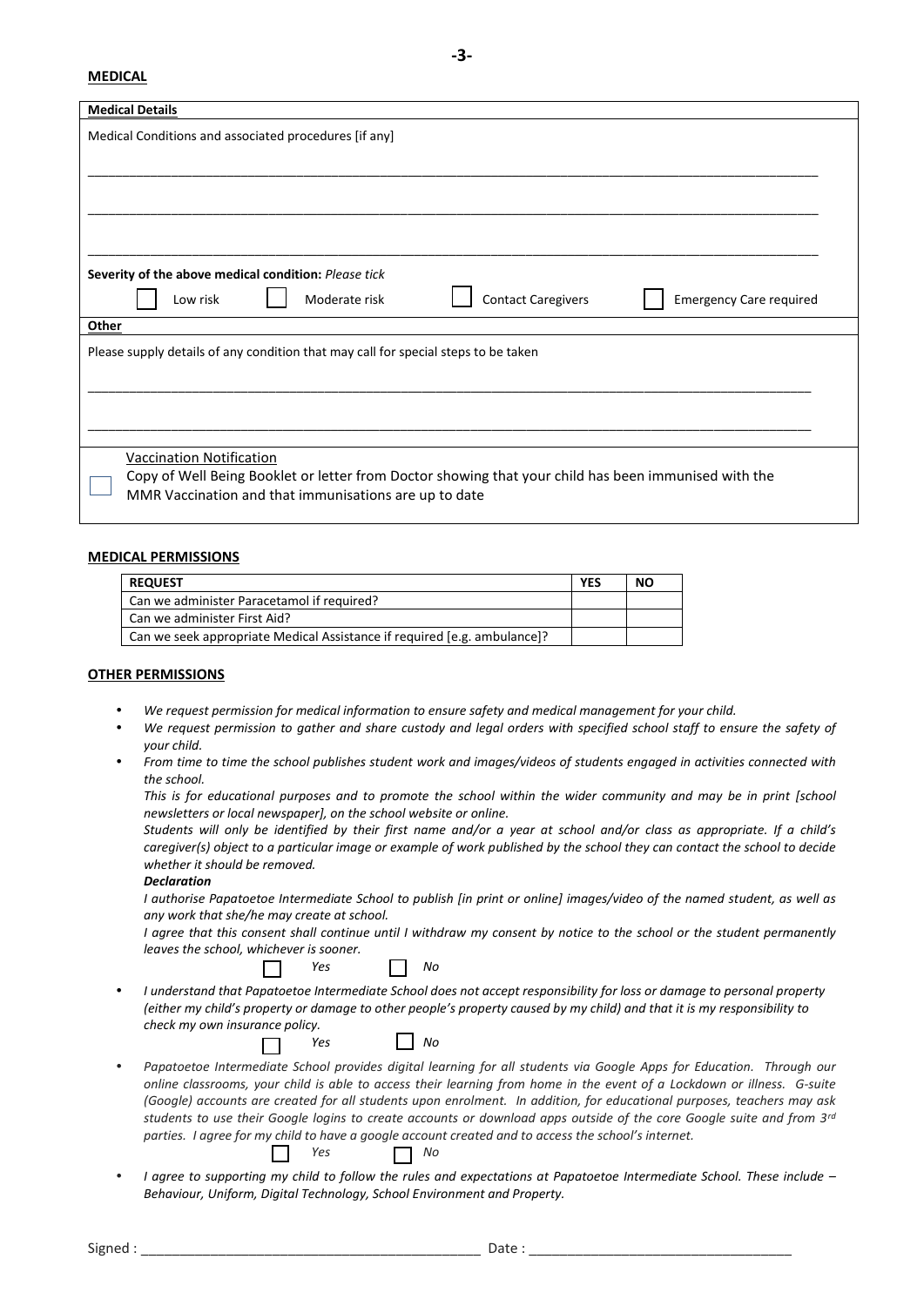**MEDICAL**

**Medical Details**

Medical Conditions and associated procedures [if any]

\_\_\_\_\_\_\_\_\_\_\_\_\_\_\_\_\_\_\_\_\_\_\_\_\_\_\_\_\_\_\_\_\_\_\_\_\_\_\_\_\_\_\_\_\_\_\_\_\_\_\_\_\_\_\_\_\_\_\_\_\_\_\_\_\_\_\_\_\_\_\_\_\_\_\_\_\_\_

\_\_\_\_\_\_\_\_\_\_\_\_\_\_\_\_\_\_\_\_\_\_\_\_\_\_\_\_\_\_\_\_\_\_\_\_\_\_\_\_\_\_\_\_\_\_\_\_\_\_\_\_\_\_\_\_\_\_\_\_\_\_\_\_\_\_\_\_\_\_\_\_\_\_\_\_\_\_

\_\_\_\_\_\_\_\_\_\_\_\_\_\_\_\_\_\_\_\_\_\_\_\_\_\_\_\_\_\_\_\_\_\_\_\_\_\_\_\_\_\_\_\_\_\_\_\_\_\_\_\_\_\_\_\_\_\_\_\_\_\_\_\_\_\_\_\_\_\_\_\_\_\_\_\_\_\_

**Severity of the above medical condition:** *Please tick*

☐ Low risk ☐ Moderate risk ☐ Contact Caregivers ☐ Emergency Care required

**Other**

Please supply details of any condition that may call for special steps to be taken

\_\_\_\_\_\_\_\_\_\_\_\_\_\_\_\_\_\_\_\_\_\_\_\_\_\_\_\_\_\_\_\_\_\_\_\_\_\_\_\_\_\_\_\_\_\_\_\_\_\_\_\_\_\_\_\_\_\_\_\_\_\_\_\_\_\_\_\_\_\_\_\_\_\_\_\_\_\_

\_\_\_\_\_\_\_\_\_\_\_\_\_\_\_\_\_\_\_\_\_\_\_\_\_\_\_\_\_\_\_\_\_\_\_\_\_\_\_\_\_\_\_\_\_\_\_\_\_\_\_\_\_\_\_\_\_\_\_\_\_\_\_\_\_\_\_\_\_\_\_\_\_\_\_\_\_\_

☐ Vaccination Notification
Copy of Well Being Booklet or letter from Doctor showing that your child has been immunised with the MMR Vaccination and that immunisations are up to date

**MEDICAL PERMISSIONS**

| REQUEST | YES | NO |
|---|---|---|
| Can we administer Paracetamol if required? | | |
| Can we administer First Aid? | | |
| Can we seek appropriate Medical Assistance if required [e.g. ambulance]? | | |

**OTHER PERMISSIONS**

- *We request permission for medical information to ensure safety and medical management for your child.*
- *We request permission to gather and share custody and legal orders with specified school staff to ensure the safety of your child.*
- *From time to time the school publishes student work and images/videos of students engaged in activities connected with the school.*
  *This is for educational purposes and to promote the school within the wider community and may be in print [school newsletters or local newspaper], on the school website or online.*
  *Students will only be identified by their first name and/or a year at school and/or class as appropriate. If a child's caregiver(s) object to a particular image or example of work published by the school they can contact the school to decide whether it should be removed.*
  ***Declaration***
  *I authorise Papatoetoe Intermediate School to publish [in print or online] images/video of the named student, as well as any work that she/he may create at school.*
  *I agree that this consent shall continue until I withdraw my consent by notice to the school or the student permanently leaves the school, whichever is sooner.*
  ☐ *Yes* ☐ *No*
- *I understand that Papatoetoe Intermediate School does not accept responsibility for loss or damage to personal property (either my child's property or damage to other people's property caused by my child) and that it is my responsibility to check my own insurance policy.*
  ☐ *Yes* ☐ *No*
- *Papatoetoe Intermediate School provides digital learning for all students via Google Apps for Education. Through our online classrooms, your child is able to access their learning from home in the event of a Lockdown or illness. G-suite (Google) accounts are created for all students upon enrolment. In addition, for educational purposes, teachers may ask students to use their Google logins to create accounts or download apps outside of the core Google suite and from 3rd parties. I agree for my child to have a google account created and to access the school's internet.*
  ☐ *Yes* ☐ *No*
- *I agree to supporting my child to follow the rules and expectations at Papatoetoe Intermediate School. These include – Behaviour, Uniform, Digital Technology, School Environment and Property.*

Signed : \_\_\_\_\_\_\_\_\_\_\_\_\_\_\_\_\_\_\_\_\_\_\_\_\_\_\_\_\_\_\_\_\_\_\_\_\_\_\_\_ Date : \_\_\_\_\_\_\_\_\_\_\_\_\_\_\_\_\_\_\_\_\_\_\_\_\_\_\_\_\_\_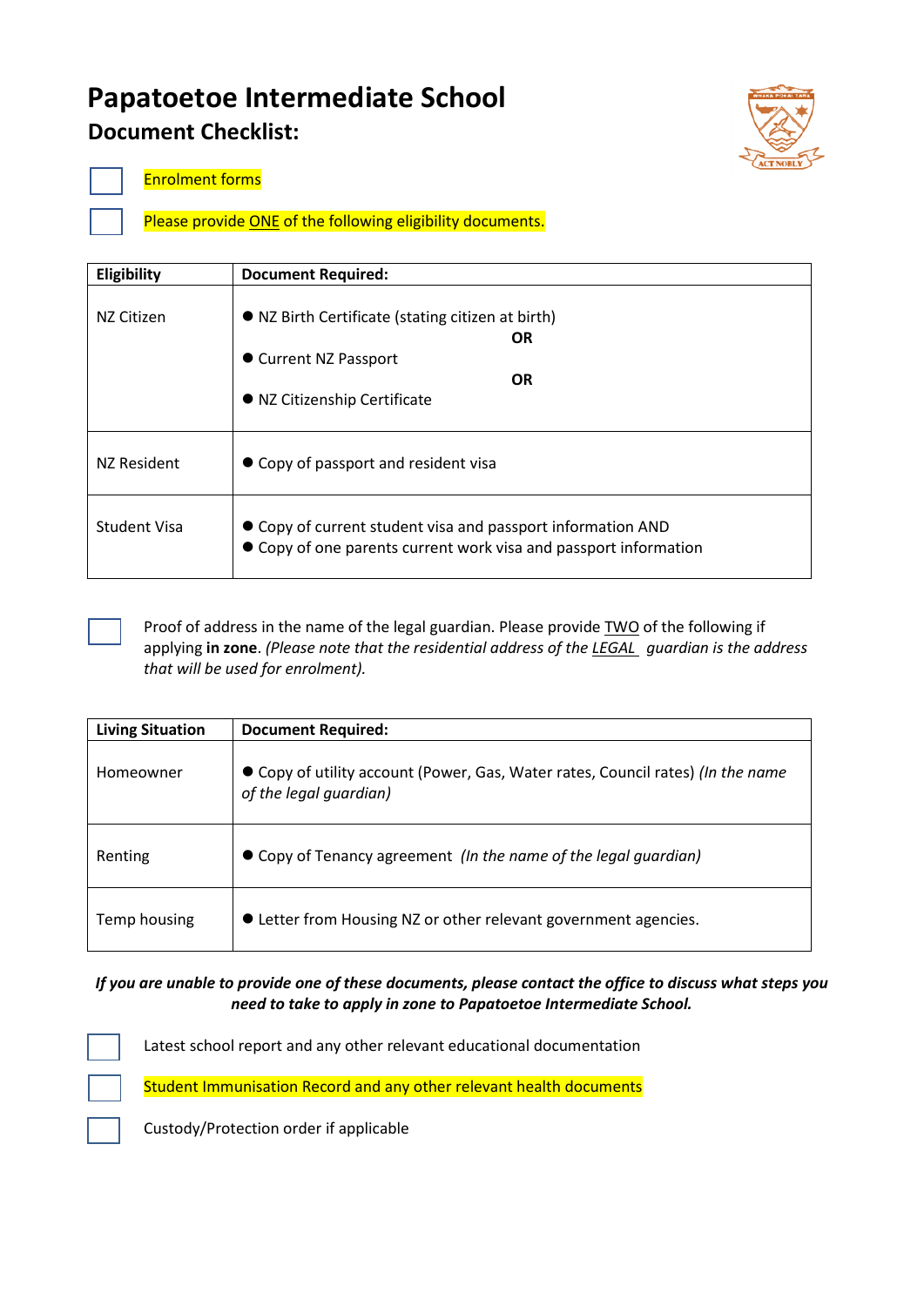# Papatoetoe Intermediate School

## Document Checklist:

- [ ] Enrolment forms
- [ ] Please provide ONE of the following eligibility documents.

| Eligibility | Document Required: |
|---|---|
| NZ Citizen | ● NZ Birth Certificate (stating citizen at birth) **OR** ● Current NZ Passport **OR** ● NZ Citizenship Certificate |
| NZ Resident | ● Copy of passport and resident visa |
| Student Visa | ● Copy of current student visa and passport information AND ● Copy of one parents current work visa and passport information |

- [ ] Proof of address in the name of the legal guardian. Please provide TWO of the following if applying **in zone**. *(Please note that the residential address of the LEGAL guardian is the address that will be used for enrolment).*

| Living Situation | Document Required: |
|---|---|
| Homeowner | ● Copy of utility account (Power, Gas, Water rates, Council rates) *(In the name of the legal guardian)* |
| Renting | ● Copy of Tenancy agreement *(In the name of the legal guardian)* |
| Temp housing | ● Letter from Housing NZ or other relevant government agencies. |

***If you are unable to provide one of these documents, please contact the office to discuss what steps you need to take to apply in zone to Papatoetoe Intermediate School.***

- [ ] Latest school report and any other relevant educational documentation
- [ ] Student Immunisation Record and any other relevant health documents
- [ ] Custody/Protection order if applicable